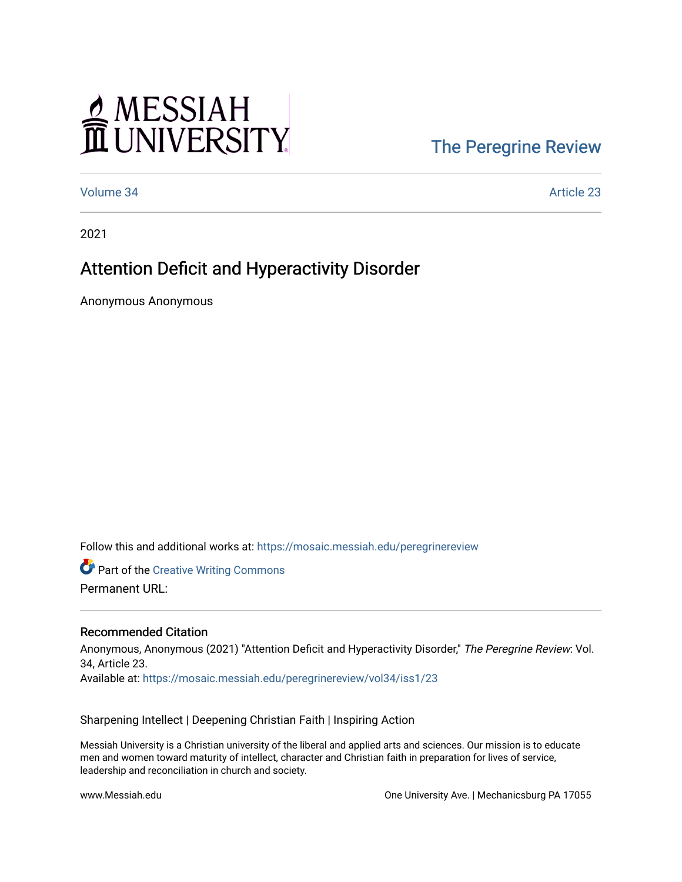MESSIAH UNIVERSITY

The Peregrine Review

Volume 34 | Article 23

2021

# Attention Deficit and Hyperactivity Disorder

Anonymous Anonymous

Follow this and additional works at: https://mosaic.messiah.edu/peregrinereview

Part of the Creative Writing Commons

Permanent URL:

## Recommended Citation

Anonymous, Anonymous (2021) "Attention Deficit and Hyperactivity Disorder," *The Peregrine Review*: Vol. 34, Article 23.
Available at: https://mosaic.messiah.edu/peregrinereview/vol34/iss1/23

Sharpening Intellect | Deepening Christian Faith | Inspiring Action

Messiah University is a Christian university of the liberal and applied arts and sciences. Our mission is to educate men and women toward maturity of intellect, character and Christian faith in preparation for lives of service, leadership and reconciliation in church and society.

www.Messiah.edu

One University Ave. | Mechanicsburg PA 17055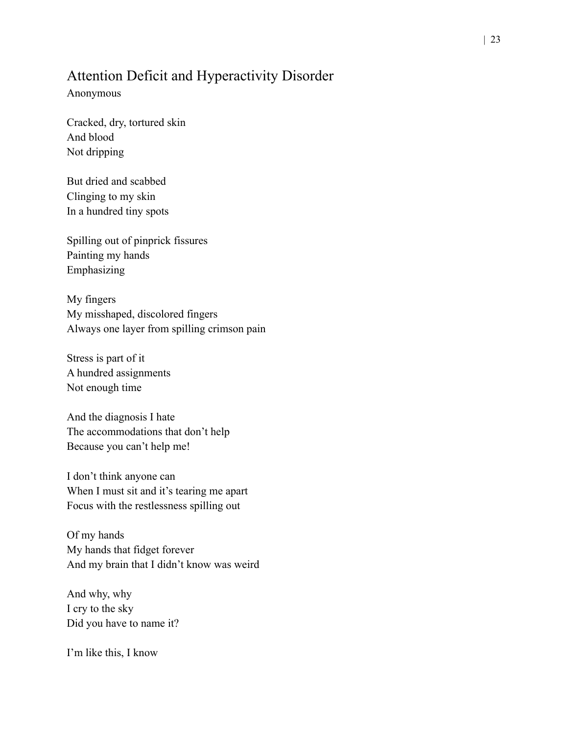## Attention Deficit and Hyperactivity Disorder

Anonymous

Cracked, dry, tortured skin  
And blood  
Not dripping

But dried and scabbed  
Clinging to my skin  
In a hundred tiny spots

Spilling out of pinprick fissures  
Painting my hands  
Emphasizing

My fingers  
My misshaped, discolored fingers  
Always one layer from spilling crimson pain

Stress is part of it  
A hundred assignments  
Not enough time

And the diagnosis I hate  
The accommodations that don't help  
Because you can't help me!

I don't think anyone can  
When I must sit and it's tearing me apart  
Focus with the restlessness spilling out

Of my hands  
My hands that fidget forever  
And my brain that I didn't know was weird

And why, why  
I cry to the sky  
Did you have to name it?

I'm like this, I know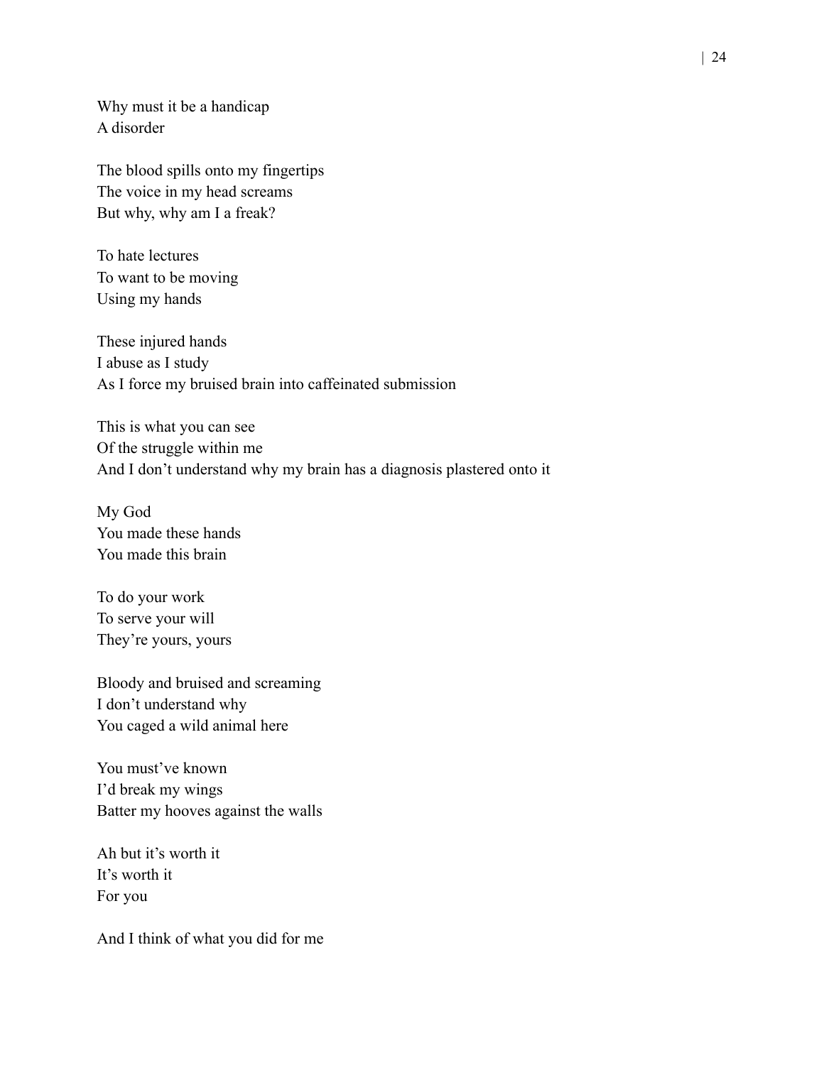Why must it be a handicap
A disorder

The blood spills onto my fingertips
The voice in my head screams
But why, why am I a freak?

To hate lectures
To want to be moving
Using my hands

These injured hands
I abuse as I study
As I force my bruised brain into caffeinated submission

This is what you can see
Of the struggle within me
And I don't understand why my brain has a diagnosis plastered onto it

My God
You made these hands
You made this brain

To do your work
To serve your will
They're yours, yours

Bloody and bruised and screaming
I don't understand why
You caged a wild animal here

You must've known
I'd break my wings
Batter my hooves against the walls

Ah but it's worth it
It's worth it
For you

And I think of what you did for me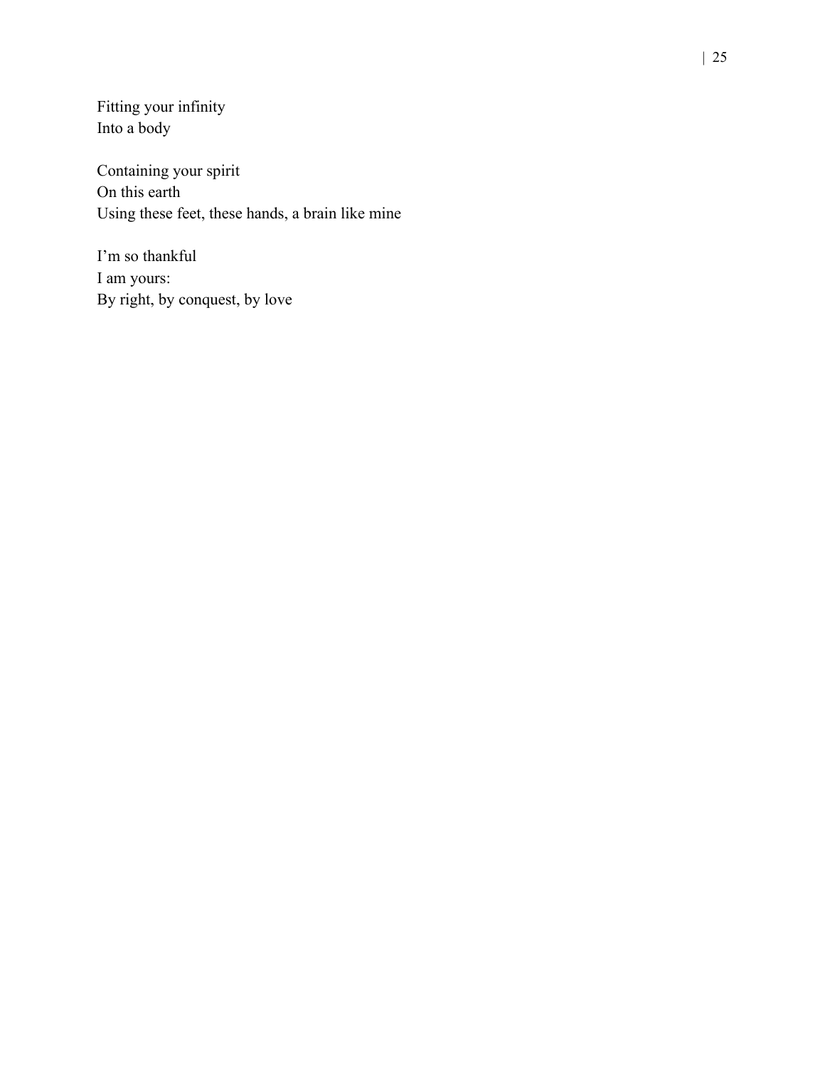Fitting your infinity
Into a body

Containing your spirit
On this earth
Using these feet, these hands, a brain like mine

I'm so thankful
I am yours:
By right, by conquest, by love